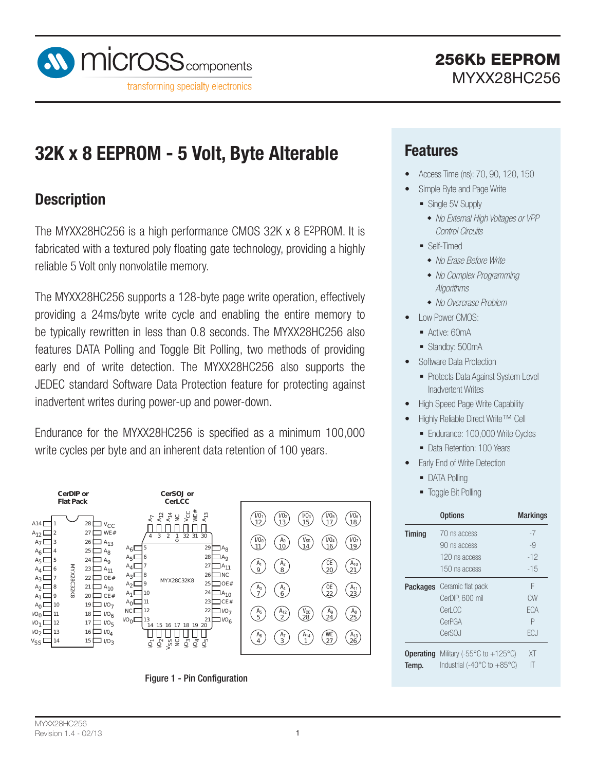# 256Kb EEPROM

MYXX28HC256

## 32K x 8 EEPROM - 5 Volt, Byte Alterable

## Description

The MYXX28HC256 is a high performance CMOS 32K x 8 E2PROM. It is fabricated with a textured poly floating gate technology, providing a highly reliable 5 Volt only nonvolatile memory.

The MYXX28HC256 supports a 128-byte page write operation, effectively providing a 24ms/byte write cycle and enabling the entire memory to be typically rewritten in less than 0.8 seconds. The MYXX28HC256 also features DATA Polling and Toggle Bit Polling, two methods of providing early end of write detection. The MYXX28HC256 also supports the JEDEC standard Software Data Protection feature for protecting against inadvertent writes during power-up and power-down.

Endurance for the MYXX28HC256 is specified as a minimum 100,000 write cycles per byte and an inherent data retention of 100 years.

**CerDIP or Flat Pack** (MYX28C32K8)

| Pin | Name | Pin | Name |
|---|---|---|---|
| 1 | A14 | 28 | $V_{CC}$ |
| 2 | $A_{12}$ | 27 | WE# |
| 3 | $A_7$ | 26 | $A_{13}$ |
| 4 | $A_6$ | 25 | $A_8$ |
| 5 | $A_5$ | 24 | $A_9$ |
| 6 | $A_4$ | 23 | $A_{11}$ |
| 7 | $A_3$ | 22 | OE# |
| 8 | $A_2$ | 21 | $A_{10}$ |
| 9 | $A_1$ | 20 | CE# |
| 10 | $A_0$ | 19 | $I/O_7$ |
| 11 | $I/O_0$ | 18 | $I/O_6$ |
| 12 | $I/O_1$ | 17 | $I/O_5$ |
| 13 | $I/O_2$ | 16 | $I/O_4$ |
| 14 | $V_{SS}$ | 15 | $I/O_3$ |

**CerSOJ or CerLCC** (MYX28C32K8)

| Pin | Name | Pin | Name |
|---|---|---|---|
| 1 | NC | 17 | $I/O_3$ |
| 2 | $A_{14}$ | 18 | $I/O_4$ |
| 3 | $A_{12}$ | 19 | $I/O_5$ |
| 4 | $A_7$ | 20 | $I/O_6$ |
| 5 | $A_6$ | 21 | $I/O_6$ |
| 6 | $A_5$ | 22 | $I/O_7$ |
| 7 | $A_4$ | 23 | CE# |
| 8 | $A_3$ | 24 | $A_{10}$ |
| 9 | $A_2$ | 25 | OE# |
| 10 | $A_1$ | 26 | NC |
| 11 | $A_0$ | 27 | $A_{11}$ |
| 12 | NC | 28 | $A_9$ |
| 13 | $I/O_0$ | 29 | $A_8$ |
| 14 | $I/O_1$ | 30 | $A_{13}$ |
| 15 | $I/O_2$ | 31 | WE# |
| 16 | $V_{SS}$ / NC | 32 | $V_{CC}$ |

**CerPGA**

| | | | | |
|---|---|---|---|---|
| $I/O_1$ 12 | $I/O_2$ 13 | $I/O_3$ 15 | $I/O_5$ 17 | $I/O_6$ 18 |
| $I/O_0$ 11 | $A_0$ 10 | $V_{SS}$ 14 | $I/O_4$ 16 | $I/O_7$ 19 |
| $A_1$ 9 | $A_2$ 8 | | CE 20 | $A_{10}$ 21 |
| $A_3$ 7 | $A_4$ 6 | | OE 22 | $A_{11}$ 23 |
| $A_5$ 5 | $A_{12}$ 2 | $V_{CC}$ 28 | $A_9$ 24 | $A_8$ 25 |
| $A_6$ 4 | $A_7$ 3 | $A_{14}$ 1 | WE 27 | $A_{13}$ 26 |

Figure 1 - Pin Configuration

## Features

- Access Time (ns): 70, 90, 120, 150
- Simple Byte and Page Write
  - Single 5V Supply
    - *No External High Voltages or VPP Control Circuits*
  - Self-Timed
    - *No Erase Before Write*
    - *No Complex Programming Algorithms*
    - *No Overerase Problem*
- Low Power CMOS:
  - Active: 60mA
  - Standby: 500mA
- Software Data Protection
  - Protects Data Against System Level Inadvertent Writes
- High Speed Page Write Capability
- Highly Reliable Direct Write™ Cell
  - Endurance: 100,000 Write Cycles
  - Data Retention: 100 Years
- Early End of Write Detection
  - DATA Polling
  - Toggle Bit Polling

| | Options | Markings |
|---|---|---|
| **Timing** | 70 ns access | -7 |
| | 90 ns access | -9 |
| | 120 ns access | -12 |
| | 150 ns access | -15 |
| **Packages** | Ceramic flat pack | F |
| | CerDIP, 600 mil | CW |
| | CerLCC | ECA |
| | CerPGA | P |
| | CerSOJ | ECJ |
| **Operating Temp.** | Military (-55°C to +125°C) | XT |
| | Industrial (-40°C to +85°C) | IT |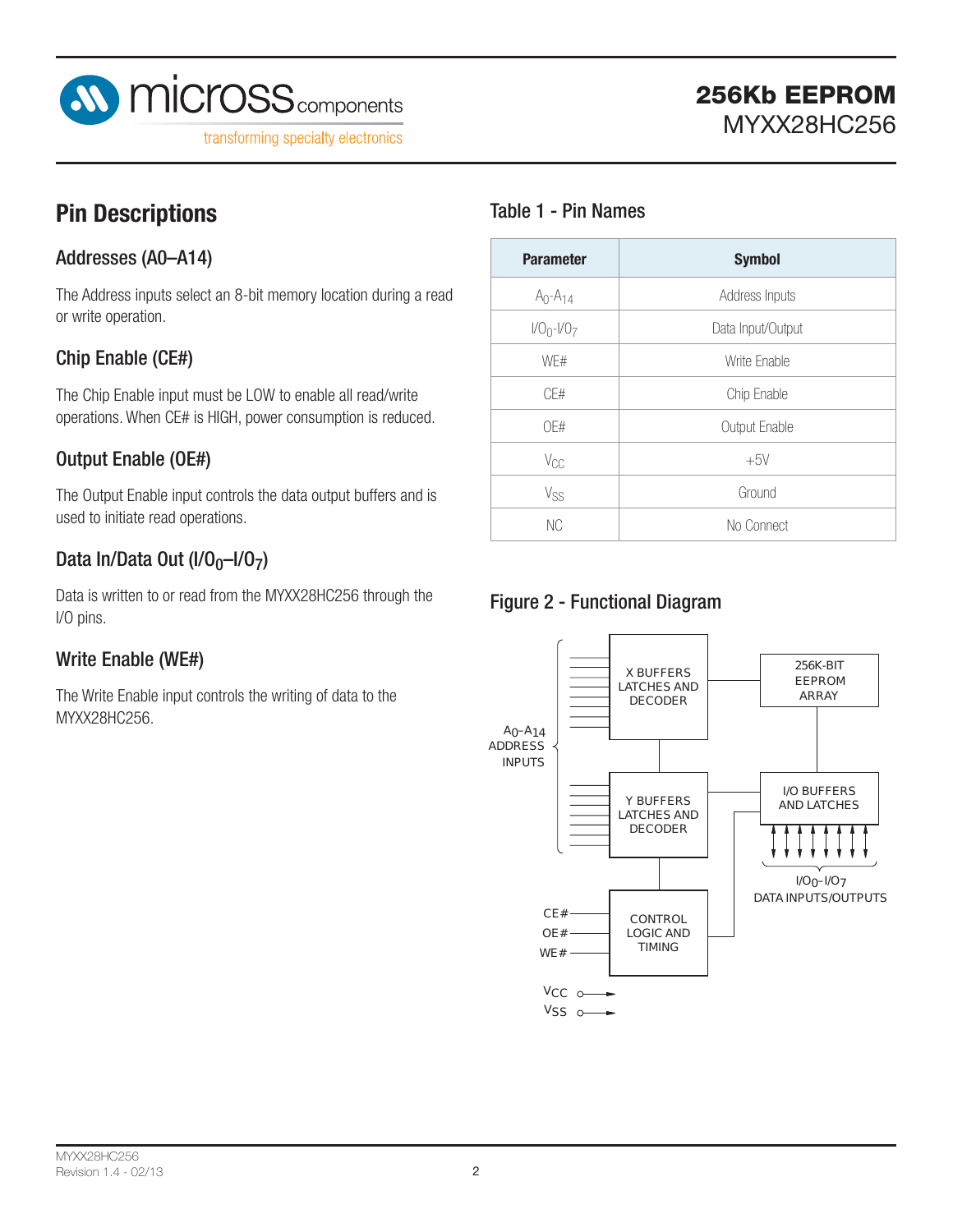## Pin Descriptions

### Addresses (A0–A14)

The Address inputs select an 8-bit memory location during a read or write operation.

### Chip Enable (CE#)

The Chip Enable input must be LOW to enable all read/write operations. When CE# is HIGH, power consumption is reduced.

### Output Enable (OE#)

The Output Enable input controls the data output buffers and is used to initiate read operations.

### Data In/Data Out ($I/O_0$–$I/O_7$)

Data is written to or read from the MYXX28HC256 through the I/O pins.

### Write Enable (WE#)

The Write Enable input controls the writing of data to the MYXX28HC256.

### Table 1 - Pin Names

| Parameter | Symbol |
|---|---|
| $A_0$-$A_{14}$ | Address Inputs |
| $I/O_0$-$I/O_7$ | Data Input/Output |
| WE# | Write Enable |
| CE# | Chip Enable |
| OE# | Output Enable |
| $V_{CC}$ | +5V |
| $V_{SS}$ | Ground |
| NC | No Connect |

### Figure 2 - Functional Diagram

$A_0$–$A_{14}$ ADDRESS INPUTS

X BUFFERS LATCHES AND DECODER

256K-BIT EEPROM ARRAY

Y BUFFERS LATCHES AND DECODER

I/O BUFFERS AND LATCHES

$I/O_0$–$I/O_7$ DATA INPUTS/OUTPUTS

CE#, OE#, WE#

CONTROL LOGIC AND TIMING

$V_{CC}$

$V_{SS}$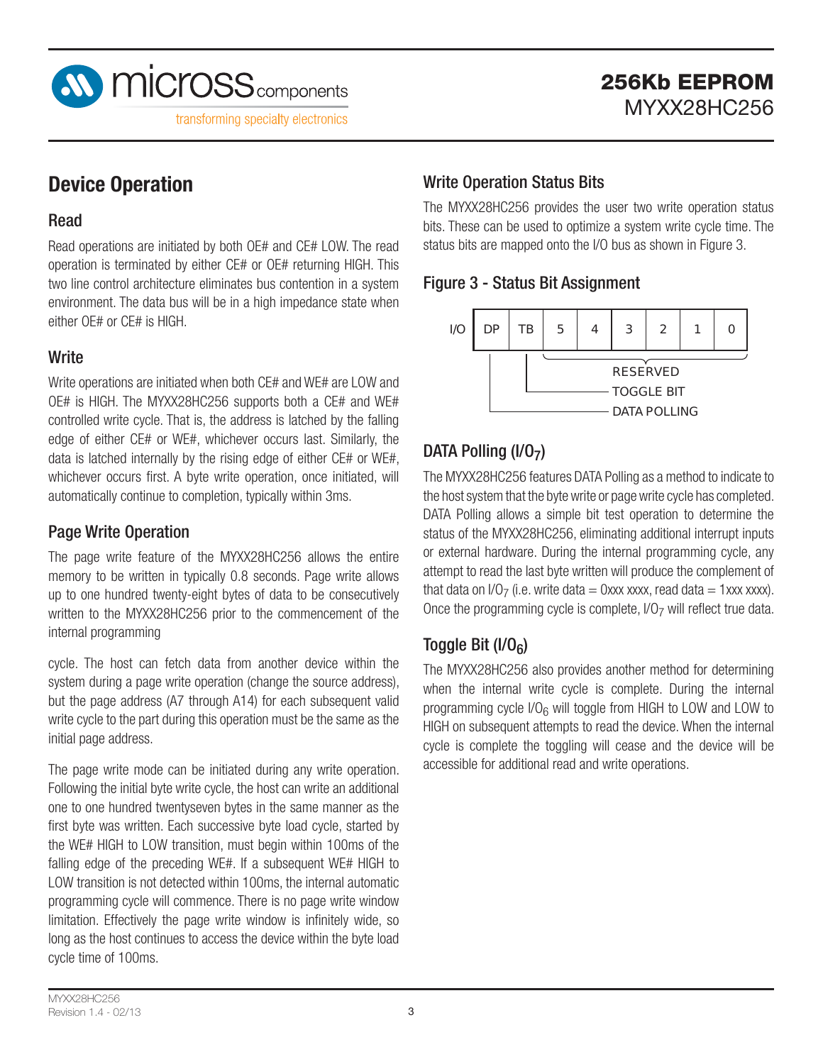# Device Operation

## Read

Read operations are initiated by both OE# and CE# LOW. The read operation is terminated by either CE# or OE# returning HIGH. This two line control architecture eliminates bus contention in a system environment. The data bus will be in a high impedance state when either OE# or CE# is HIGH.

## Write

Write operations are initiated when both CE# and WE# are LOW and OE# is HIGH. The MYXX28HC256 supports both a CE# and WE# controlled write cycle. That is, the address is latched by the falling edge of either CE# or WE#, whichever occurs last. Similarly, the data is latched internally by the rising edge of either CE# or WE#, whichever occurs first. A byte write operation, once initiated, will automatically continue to completion, typically within 3ms.

## Page Write Operation

The page write feature of the MYXX28HC256 allows the entire memory to be written in typically 0.8 seconds. Page write allows up to one hundred twenty-eight bytes of data to be consecutively written to the MYXX28HC256 prior to the commencement of the internal programming

cycle. The host can fetch data from another device within the system during a page write operation (change the source address), but the page address (A7 through A14) for each subsequent valid write cycle to the part during this operation must be the same as the initial page address.

The page write mode can be initiated during any write operation. Following the initial byte write cycle, the host can write an additional one to one hundred twentyseven bytes in the same manner as the first byte was written. Each successive byte load cycle, started by the WE# HIGH to LOW transition, must begin within 100ms of the falling edge of the preceding WE#. If a subsequent WE# HIGH to LOW transition is not detected within 100ms, the internal automatic programming cycle will commence. There is no page write window limitation. Effectively the page write window is infinitely wide, so long as the host continues to access the device within the byte load cycle time of 100ms.

## Write Operation Status Bits

The MYXX28HC256 provides the user two write operation status bits. These can be used to optimize a system write cycle time. The status bits are mapped onto the I/O bus as shown in Figure 3.

### Figure 3 - Status Bit Assignment

| I/O | DP | TB | 5 | 4 | 3 | 2 | 1 | 0 |
|---|---|---|---|---|---|---|---|---|

- Bits 5–0: RESERVED
- TB: TOGGLE BIT
- DP: DATA POLLING

## DATA Polling ($I/O_7$)

The MYXX28HC256 features DATA Polling as a method to indicate to the host system that the byte write or page write cycle has completed. DATA Polling allows a simple bit test operation to determine the status of the MYXX28HC256, eliminating additional interrupt inputs or external hardware. During the internal programming cycle, any attempt to read the last byte written will produce the complement of that data on $I/O_7$ (i.e. write data = 0xxx xxxx, read data = 1xxx xxxx). Once the programming cycle is complete, $I/O_7$ will reflect true data.

## Toggle Bit ($I/O_6$)

The MYXX28HC256 also provides another method for determining when the internal write cycle is complete. During the internal programming cycle $I/O_6$ will toggle from HIGH to LOW and LOW to HIGH on subsequent attempts to read the device. When the internal cycle is complete the toggling will cease and the device will be accessible for additional read and write operations.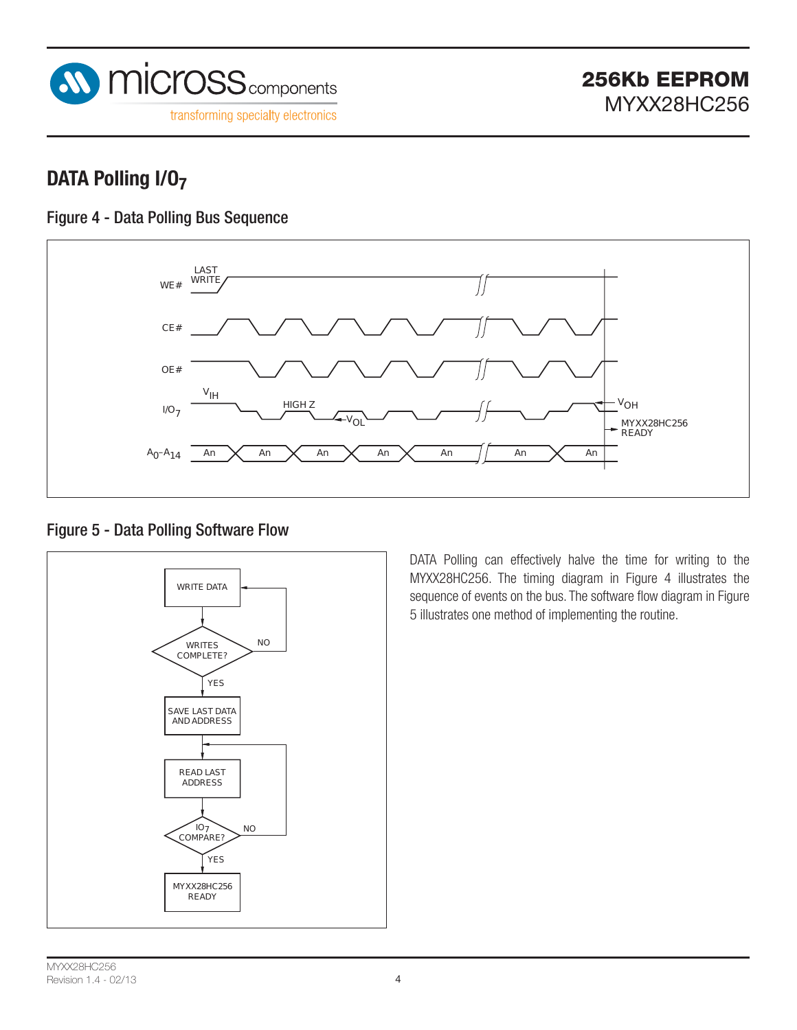## DATA Polling $I/O_7$

### Figure 4 - Data Polling Bus Sequence

### Figure 5 - Data Polling Software Flow

DATA Polling can effectively halve the time for writing to the MYXX28HC256. The timing diagram in Figure 4 illustrates the sequence of events on the bus. The software flow diagram in Figure 5 illustrates one method of implementing the routine.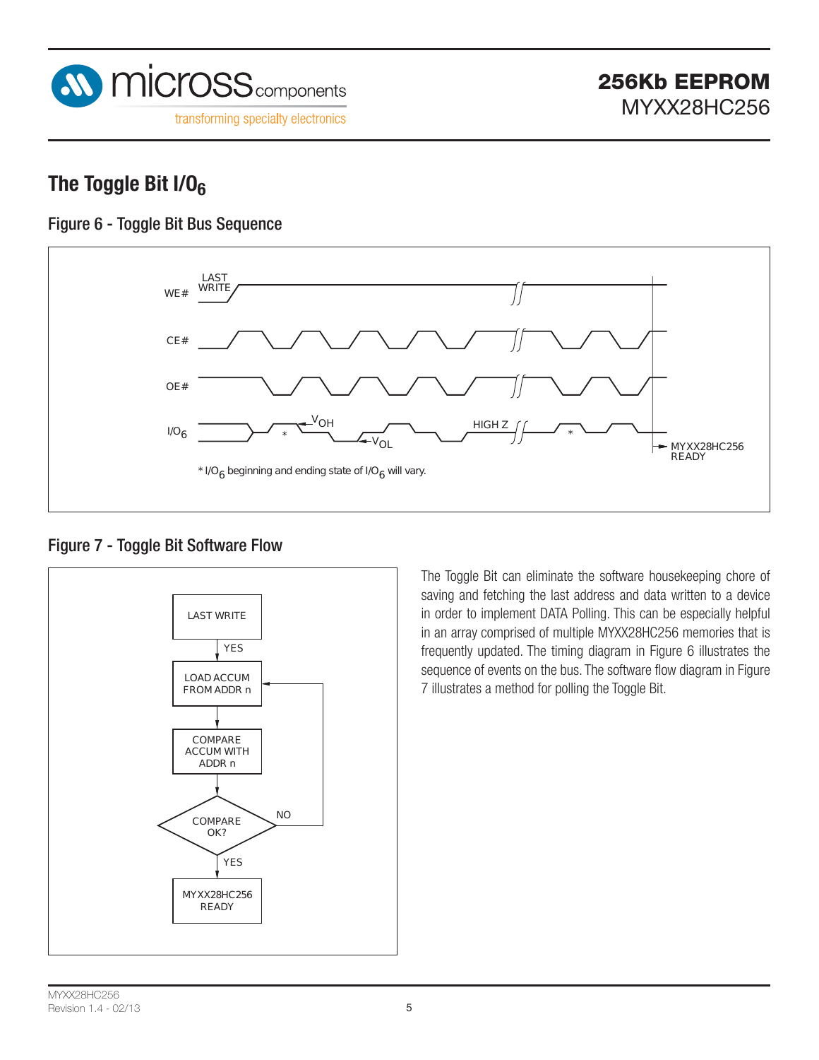## The Toggle Bit $I/O_6$

### Figure 6 - Toggle Bit Bus Sequence

LAST WRITE

WE#

CE#

OE#

$I/O_6$

$V_{OH}$

$V_{OL}$

HIGH Z

MYXX28HC256 READY

* $I/O_6$ beginning and ending state of $I/O_6$ will vary.

### Figure 7 - Toggle Bit Software Flow

LAST WRITE → YES → LOAD ACCUM FROM ADDR n → COMPARE ACCUM WITH ADDR n → COMPARE OK? → NO (return to LOAD ACCUM FROM ADDR n) / YES → MYXX28HC256 READY

The Toggle Bit can eliminate the software housekeeping chore of saving and fetching the last address and data written to a device in order to implement DATA Polling. This can be especially helpful in an array comprised of multiple MYXX28HC256 memories that is frequently updated. The timing diagram in Figure 6 illustrates the sequence of events on the bus. The software flow diagram in Figure 7 illustrates a method for polling the Toggle Bit.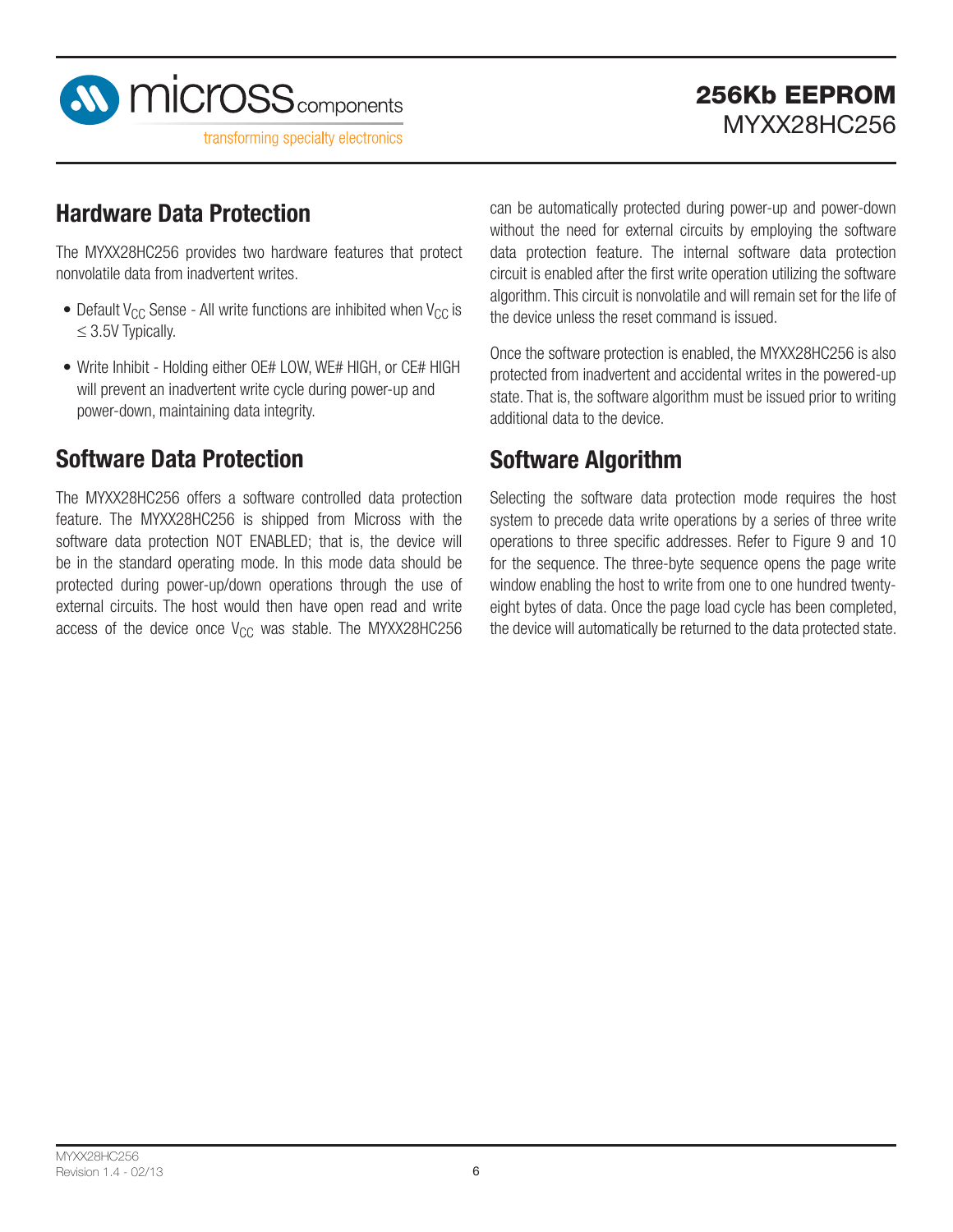## Hardware Data Protection

The MYXX28HC256 provides two hardware features that protect nonvolatile data from inadvertent writes.

- Default $V_{CC}$ Sense - All write functions are inhibited when $V_{CC}$ is $\leq$ 3.5V Typically.
- Write Inhibit - Holding either OE# LOW, WE# HIGH, or CE# HIGH will prevent an inadvertent write cycle during power-up and power-down, maintaining data integrity.

## Software Data Protection

The MYXX28HC256 offers a software controlled data protection feature. The MYXX28HC256 is shipped from Micross with the software data protection NOT ENABLED; that is, the device will be in the standard operating mode. In this mode data should be protected during power-up/down operations through the use of external circuits. The host would then have open read and write access of the device once $V_{CC}$ was stable. The MYXX28HC256 can be automatically protected during power-up and power-down without the need for external circuits by employing the software data protection feature. The internal software data protection circuit is enabled after the first write operation utilizing the software algorithm. This circuit is nonvolatile and will remain set for the life of the device unless the reset command is issued.

Once the software protection is enabled, the MYXX28HC256 is also protected from inadvertent and accidental writes in the powered-up state. That is, the software algorithm must be issued prior to writing additional data to the device.

## Software Algorithm

Selecting the software data protection mode requires the host system to precede data write operations by a series of three write operations to three specific addresses. Refer to Figure 9 and 10 for the sequence. The three-byte sequence opens the page write window enabling the host to write from one to one hundred twenty-eight bytes of data. Once the page load cycle has been completed, the device will automatically be returned to the data protected state.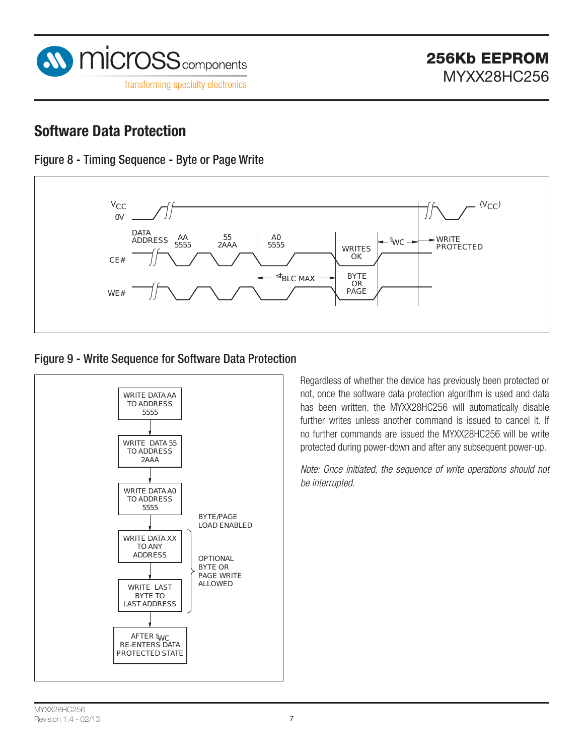## Software Data Protection

### Figure 8 - Timing Sequence - Byte or Page Write

### Figure 9 - Write Sequence for Software Data Protection

Regardless of whether the device has previously been protected or not, once the software data protection algorithm is used and data has been written, the MYXX28HC256 will automatically disable further writes unless another command is issued to cancel it. If no further commands are issued the MYXX28HC256 will be write protected during power-down and after any subsequent power-up.

*Note: Once initiated, the sequence of write operations should not be interrupted.*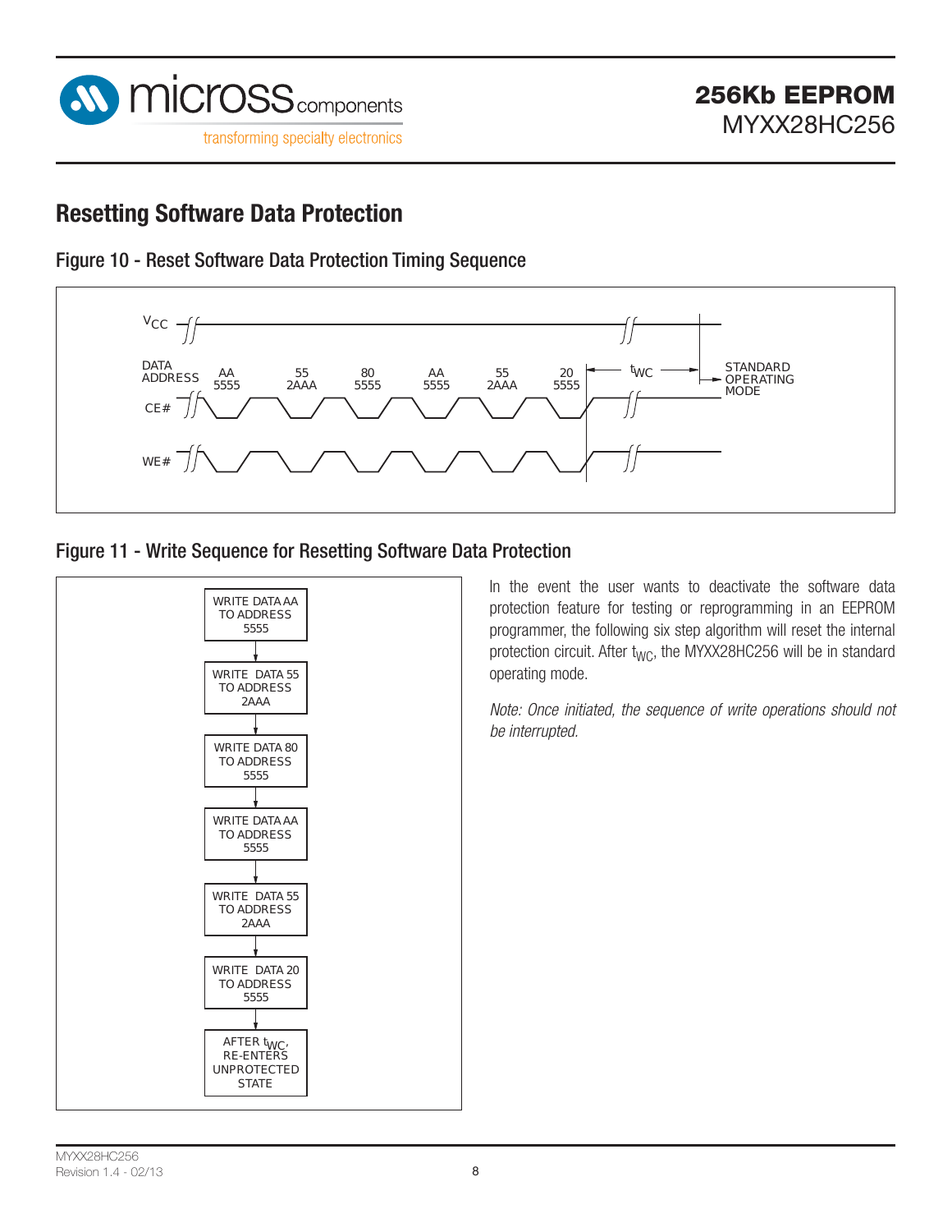## Resetting Software Data Protection

### Figure 10 - Reset Software Data Protection Timing Sequence

VCC

DATA ADDRESS: AA 5555, 55 2AAA, 80 5555, AA 5555, 55 2AAA, 20 5555

CE#

WE#

$t_{WC}$ → STANDARD OPERATING MODE

### Figure 11 - Write Sequence for Resetting Software Data Protection

WRITE DATA AA TO ADDRESS 5555
↓
WRITE DATA 55 TO ADDRESS 2AAA
↓
WRITE DATA 80 TO ADDRESS 5555
↓
WRITE DATA AA TO ADDRESS 5555
↓
WRITE DATA 55 TO ADDRESS 2AAA
↓
WRITE DATA 20 TO ADDRESS 5555
↓
AFTER $t_{WC}$, RE-ENTERS UNPROTECTED STATE

In the event the user wants to deactivate the software data protection feature for testing or reprogramming in an EEPROM programmer, the following six step algorithm will reset the internal protection circuit. After $t_{WC}$, the MYXX28HC256 will be in standard operating mode.

*Note: Once initiated, the sequence of write operations should not be interrupted.*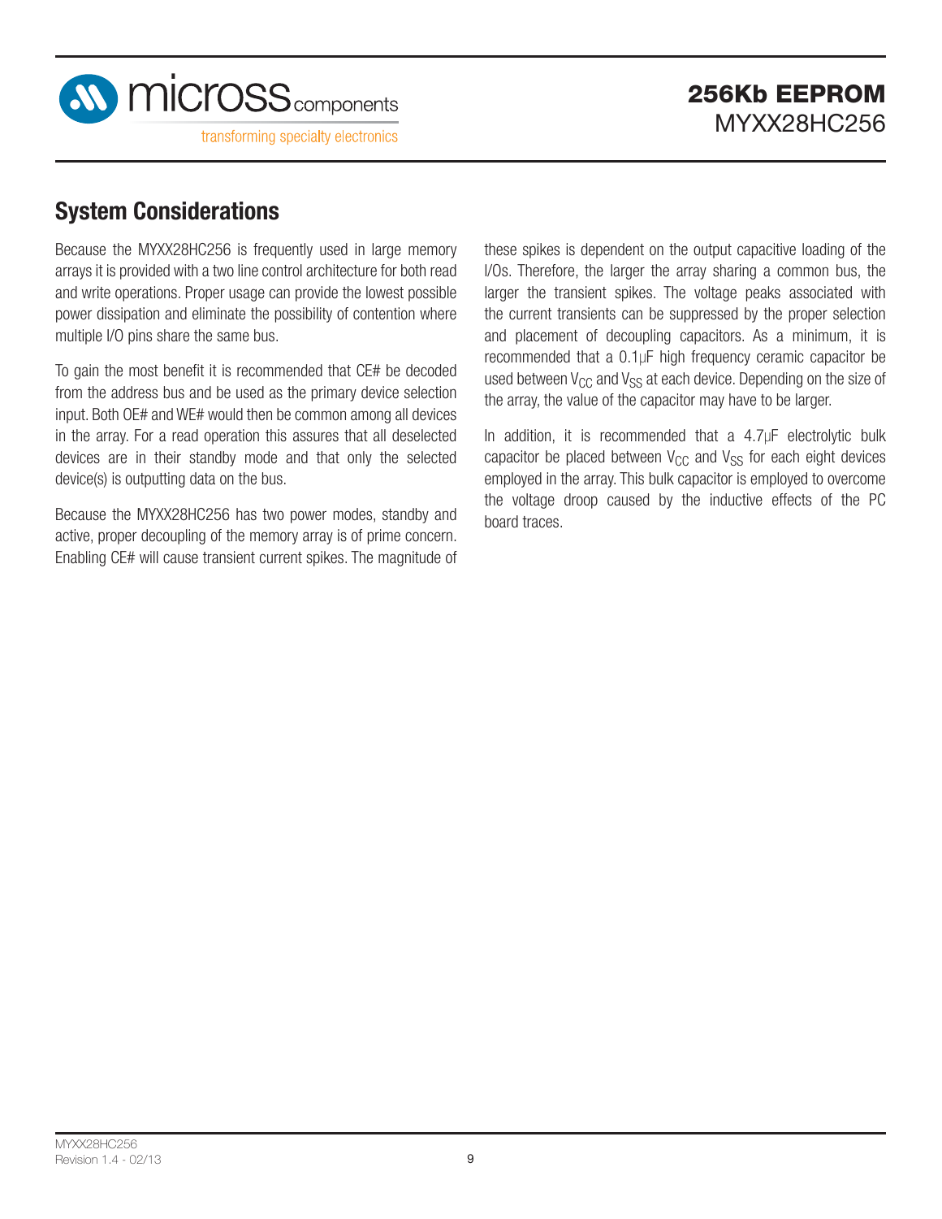## System Considerations

Because the MYXX28HC256 is frequently used in large memory arrays it is provided with a two line control architecture for both read and write operations. Proper usage can provide the lowest possible power dissipation and eliminate the possibility of contention where multiple I/O pins share the same bus.

To gain the most benefit it is recommended that CE# be decoded from the address bus and be used as the primary device selection input. Both OE# and WE# would then be common among all devices in the array. For a read operation this assures that all deselected devices are in their standby mode and that only the selected device(s) is outputting data on the bus.

Because the MYXX28HC256 has two power modes, standby and active, proper decoupling of the memory array is of prime concern. Enabling CE# will cause transient current spikes. The magnitude of these spikes is dependent on the output capacitive loading of the I/Os. Therefore, the larger the array sharing a common bus, the larger the transient spikes. The voltage peaks associated with the current transients can be suppressed by the proper selection and placement of decoupling capacitors. As a minimum, it is recommended that a 0.1μF high frequency ceramic capacitor be used between $V_{CC}$ and $V_{SS}$ at each device. Depending on the size of the array, the value of the capacitor may have to be larger.

In addition, it is recommended that a 4.7μF electrolytic bulk capacitor be placed between $V_{CC}$ and $V_{SS}$ for each eight devices employed in the array. This bulk capacitor is employed to overcome the voltage droop caused by the inductive effects of the PC board traces.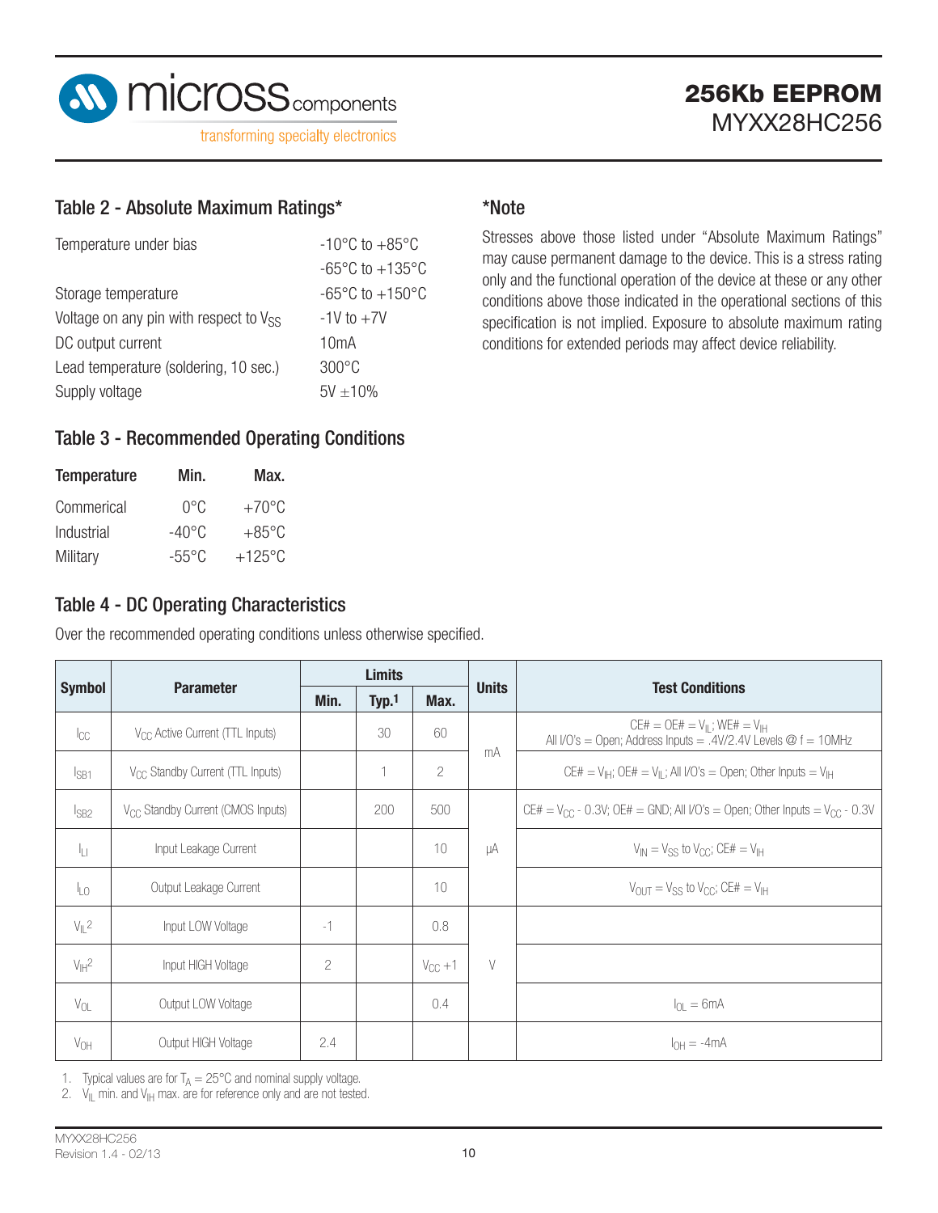## Table 2 - Absolute Maximum Ratings*

| | |
|---|---|
| Temperature under bias | -10°C to +85°C |
| | -65°C to +135°C |
| Storage temperature | -65°C to +150°C |
| Voltage on any pin with respect to $V_{SS}$ | -1V to +7V |
| DC output current | 10mA |
| Lead temperature (soldering, 10 sec.) | 300°C |
| Supply voltage | 5V ±10% |

### *Note

Stresses above those listed under "Absolute Maximum Ratings" may cause permanent damage to the device. This is a stress rating only and the functional operation of the device at these or any other conditions above those indicated in the operational sections of this specification is not implied. Exposure to absolute maximum rating conditions for extended periods may affect device reliability.

## Table 3 - Recommended Operating Conditions

| Temperature | Min. | Max. |
|---|---|---|
| Commerical | 0°C | +70°C |
| Industrial | -40°C | +85°C |
| Military | -55°C | +125°C |

## Table 4 - DC Operating Characteristics

Over the recommended operating conditions unless otherwise specified.

| Symbol | Parameter | Limits | | | Units | Test Conditions |
|---|---|---|---|---|---|---|
| | | Min. | Typ.[1] | Max. | | |
| $I_{CC}$ | $V_{CC}$ Active Current (TTL Inputs) | | 30 | 60 | mA | CE# = OE# = $V_{IL}$; WE# = $V_{IH}$ All I/O's = Open; Address Inputs = .4V/2.4V Levels @ f = 10MHz |
| $I_{SB1}$ | $V_{CC}$ Standby Current (TTL Inputs) | | 1 | 2 | mA | CE# = $V_{IH}$; OE# = $V_{IL}$; All I/O's = Open; Other Inputs = $V_{IH}$ |
| $I_{SB2}$ | $V_{CC}$ Standby Current (CMOS Inputs) | | 200 | 500 | µA | CE# = $V_{CC}$ - 0.3V; OE# = GND; All I/O's = Open; Other Inputs = $V_{CC}$ - 0.3V |
| $I_{LI}$ | Input Leakage Current | | | 10 | µA | $V_{IN}$ = $V_{SS}$ to $V_{CC}$; CE# = $V_{IH}$ |
| $I_{LO}$ | Output Leakage Current | | | 10 | µA | $V_{OUT}$ = $V_{SS}$ to $V_{CC}$; CE# = $V_{IH}$ |
| $V_{IL}$[2] | Input LOW Voltage | -1 | | 0.8 | V | |
| $V_{IH}$[2] | Input HIGH Voltage | 2 | | $V_{CC}$ +1 | V | |
| $V_{OL}$ | Output LOW Voltage | | | 0.4 | V | $I_{OL}$ = 6mA |
| $V_{OH}$ | Output HIGH Voltage | 2.4 | | | | $I_{OH}$ = -4mA |

1. Typical values are for $T_A$ = 25°C and nominal supply voltage.
2. $V_{IL}$ min. and $V_{IH}$ max. are for reference only and are not tested.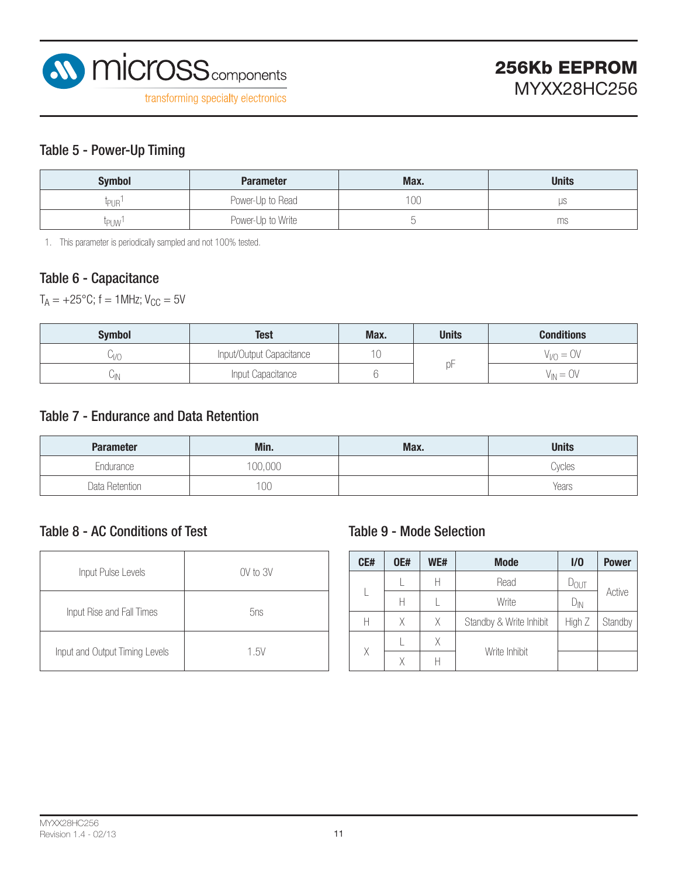## Table 5 - Power-Up Timing

| Symbol | Parameter | Max. | Units |
|---|---|---|---|
| $t_{PUR}$[1] | Power-Up to Read | 100 | µs |
| $t_{PUW}$[1] | Power-Up to Write | 5 | ms |

1. This parameter is periodically sampled and not 100% tested.

## Table 6 - Capacitance

$T_A = +25°C$; f = 1MHz; $V_{CC} = 5V$

| Symbol | Test | Max. | Units | Conditions |
|---|---|---|---|---|
| $C_{I/O}$ | Input/Output Capacitance | 10 | pF | $V_{I/O} = 0V$ |
| $C_{IN}$ | Input Capacitance | 6 | | $V_{IN} = 0V$ |

## Table 7 - Endurance and Data Retention

| Parameter | Min. | Max. | Units |
|---|---|---|---|
| Endurance | 100,000 | | Cycles |
| Data Retention | 100 | | Years |

## Table 8 - AC Conditions of Test

| | |
|---|---|
| Input Pulse Levels | 0V to 3V |
| Input Rise and Fall Times | 5ns |
| Input and Output Timing Levels | 1.5V |

## Table 9 - Mode Selection

| CE# | OE# | WE# | Mode | I/O | Power |
|---|---|---|---|---|---|
| L | L | H | Read | $D_{OUT}$ | Active |
| | H | L | Write | $D_{IN}$ | |
| H | X | X | Standby & Write Inhibit | High Z | Standby |
| X | L | X | Write Inhibit | | |
| | X | H | | | |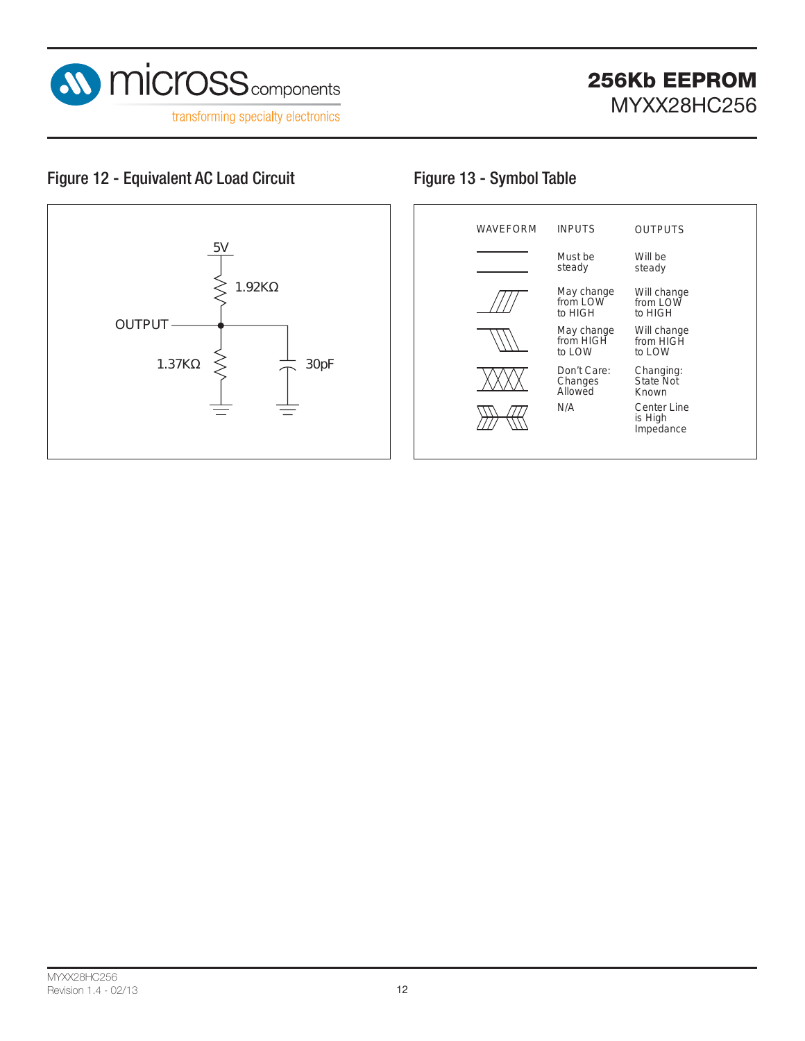## Figure 12 - Equivalent AC Load Circuit

5V

1.92KΩ

OUTPUT

1.37KΩ

30pF

## Figure 13 - Symbol Table

| WAVEFORM | INPUTS | OUTPUTS |
|---|---|---|
| | Must be steady | Will be steady |
| | May change from LOW to HIGH | Will change from LOW to HIGH |
| | May change from HIGH to LOW | Will change from HIGH to LOW |
| | Don't Care: Changes Allowed | Changing: State Not Known |
| | N/A | Center Line is High Impedance |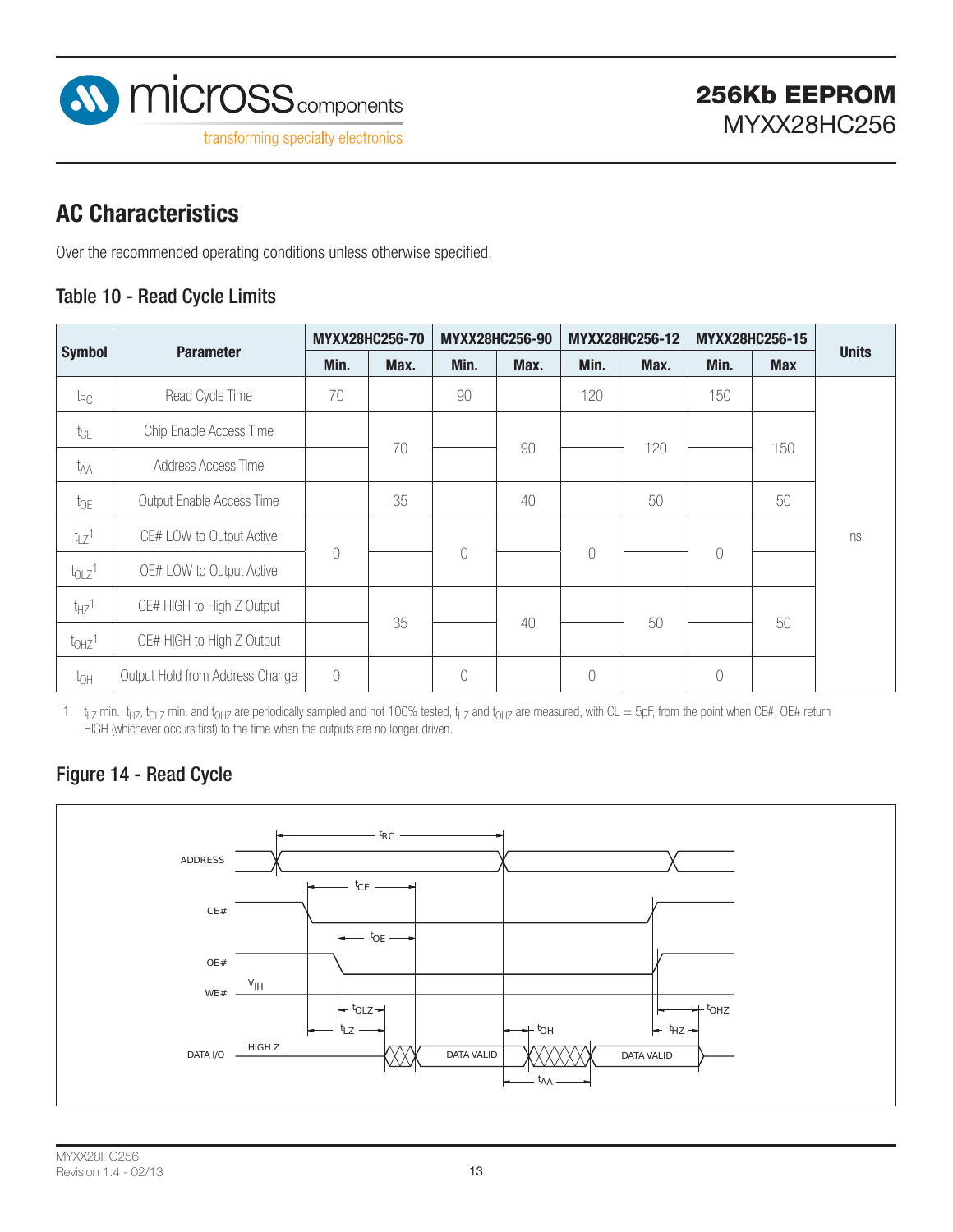## AC Characteristics

Over the recommended operating conditions unless otherwise specified.

### Table 10 - Read Cycle Limits

| Symbol | Parameter | MYXX28HC256-70 | | MYXX28HC256-90 | | MYXX28HC256-12 | | MYXX28HC256-15 | | Units |
|---|---|---|---|---|---|---|---|---|---|---|
| | | Min. | Max. | Min. | Max. | Min. | Max. | Min. | Max | |
| $t_{RC}$ | Read Cycle Time | 70 | | 90 | | 120 | | 150 | | ns |
| $t_{CE}$ | Chip Enable Access Time | | 70 | | 90 | | 120 | | 150 | ns |
| $t_{AA}$ | Address Access Time | | 70 | | 90 | | 120 | | 150 | ns |
| $t_{OE}$ | Output Enable Access Time | | 35 | | 40 | | 50 | | 50 | ns |
| $t_{LZ}$[1] | CE# LOW to Output Active | 0 | | 0 | | 0 | | 0 | | ns |
| $t_{OLZ}$[1] | OE# LOW to Output Active | 0 | | 0 | | 0 | | 0 | | ns |
| $t_{HZ}$[1] | CE# HIGH to High Z Output | | 35 | | 40 | | 50 | | 50 | ns |
| $t_{OHZ}$[1] | OE# HIGH to High Z Output | | 35 | | 40 | | 50 | | 50 | ns |
| $t_{OH}$ | Output Hold from Address Change | 0 | | 0 | | 0 | | 0 | | ns |

1. $t_{LZ}$ min., $t_{HZ}$, $t_{OLZ}$ min. and $t_{OHZ}$ are periodically sampled and not 100% tested, $t_{HZ}$ and $t_{OHZ}$ are measured, with CL = 5pF, from the point when CE#, OE# return HIGH (whichever occurs first) to the time when the outputs are no longer driven.

### Figure 14 - Read Cycle

ADDRESS, CE#, OE#, WE# ($V_{IH}$), DATA I/O (HIGH Z, DATA VALID, DATA VALID); timing parameters: $t_{RC}$, $t_{CE}$, $t_{OE}$, $t_{OLZ}$, $t_{LZ}$, $t_{OH}$, $t_{AA}$, $t_{OHZ}$, $t_{HZ}$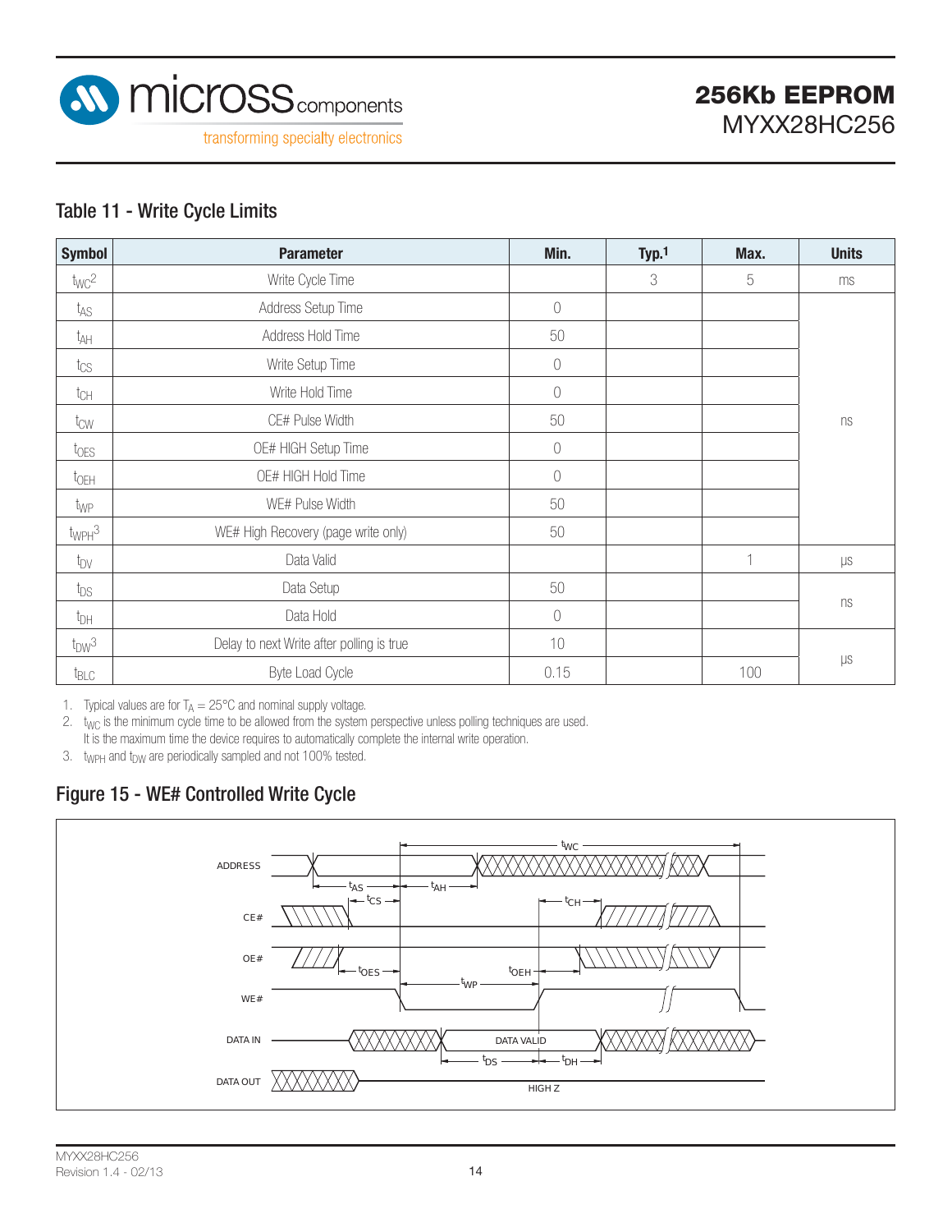## Table 11 - Write Cycle Limits

| Symbol | Parameter | Min. | Typ.[1] | Max. | Units |
|---|---|---|---|---|---|
| $t_{WC}$[2] | Write Cycle Time | | 3 | 5 | ms |
| $t_{AS}$ | Address Setup Time | 0 | | | ns |
| $t_{AH}$ | Address Hold Time | 50 | | | ns |
| $t_{CS}$ | Write Setup Time | 0 | | | ns |
| $t_{CH}$ | Write Hold Time | 0 | | | ns |
| $t_{CW}$ | CE# Pulse Width | 50 | | | ns |
| $t_{OES}$ | OE# HIGH Setup Time | 0 | | | ns |
| $t_{OEH}$ | OE# HIGH Hold Time | 0 | | | ns |
| $t_{WP}$ | WE# Pulse Width | 50 | | | ns |
| $t_{WPH}$[3] | WE# High Recovery (page write only) | 50 | | | ns |
| $t_{DV}$ | Data Valid | | | 1 | µs |
| $t_{DS}$ | Data Setup | 50 | | | ns |
| $t_{DH}$ | Data Hold | 0 | | | ns |
| $t_{DW}$[3] | Delay to next Write after polling is true | 10 | | | µs |
| $t_{BLC}$ | Byte Load Cycle | 0.15 | | 100 | µs |

1. Typical values are for $T_A$ = 25°C and nominal supply voltage.
2. $t_{WC}$ is the minimum cycle time to be allowed from the system perspective unless polling techniques are used. It is the maximum time the device requires to automatically complete the internal write operation.
3. $t_{WPH}$ and $t_{DW}$ are periodically sampled and not 100% tested.

## Figure 15 - WE# Controlled Write Cycle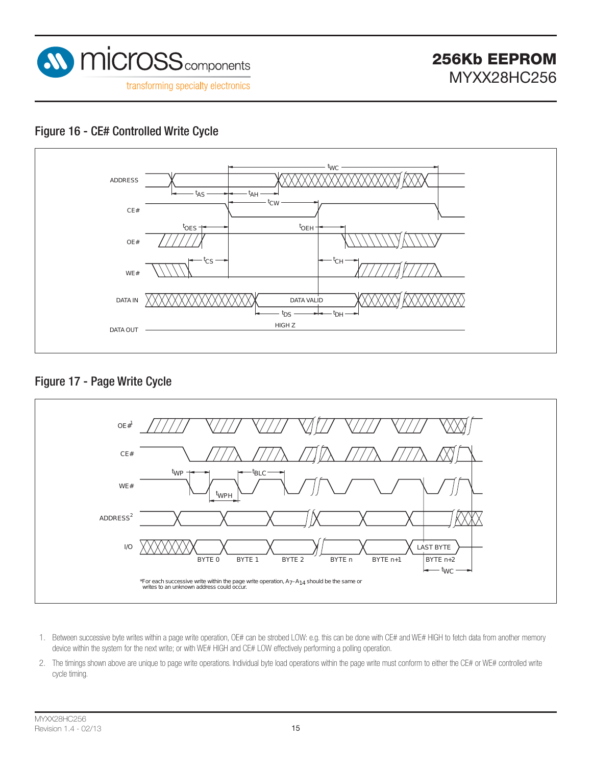## Figure 16 - CE# Controlled Write Cycle

## Figure 17 - Page Write Cycle

*For each successive write within the page write operation, $A_7$–$A_{14}$ should be the same or writes to an unknown address could occur.

1. Between successive byte writes within a page write operation, OE# can be strobed LOW: e.g. this can be done with CE# and WE# HIGH to fetch data from another memory device within the system for the next write; or with WE# HIGH and CE# LOW effectively performing a polling operation.
2. The timings shown above are unique to page write operations. Individual byte load operations within the page write must conform to either the CE# or WE# controlled write cycle timing.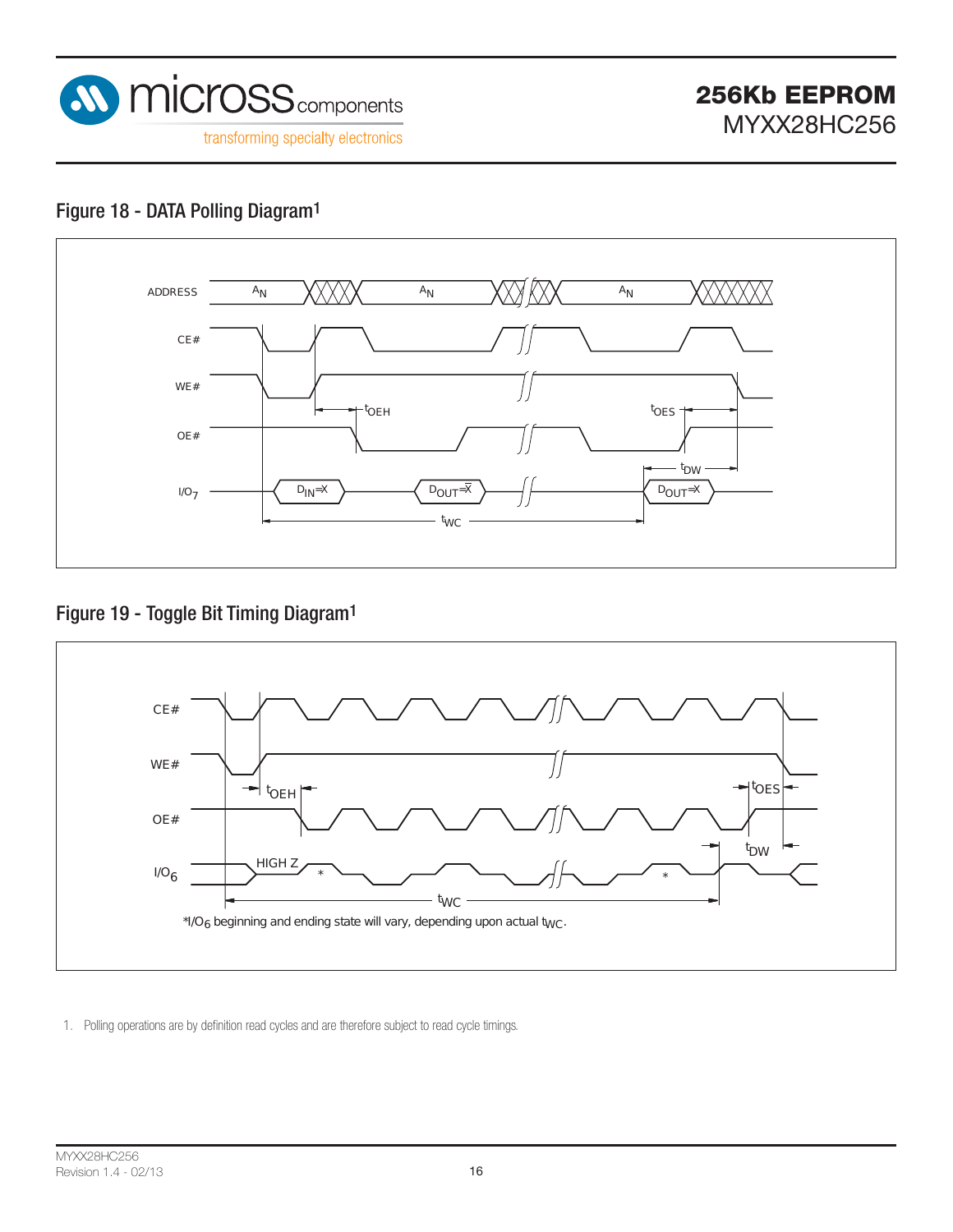## Figure 18 - DATA Polling Diagram[1]

ADDRESS $A_N$ $A_N$ $A_N$

CE#

WE#

OE#

$I/O_7$ $D_{IN}=X$ $D_{OUT}=\overline{X}$ $D_{OUT}=X$

$t_{OEH}$ $t_{OES}$ $t_{DW}$ $t_{WC}$

## Figure 19 - Toggle Bit Timing Diagram[1]

CE#

WE#

OE#

$I/O_6$ HIGH Z * *

$t_{OEH}$ $t_{OES}$ $t_{DW}$ $t_{WC}$

*$I/O_6$ beginning and ending state will vary, depending upon actual $t_{WC}$.

1. Polling operations are by definition read cycles and are therefore subject to read cycle timings.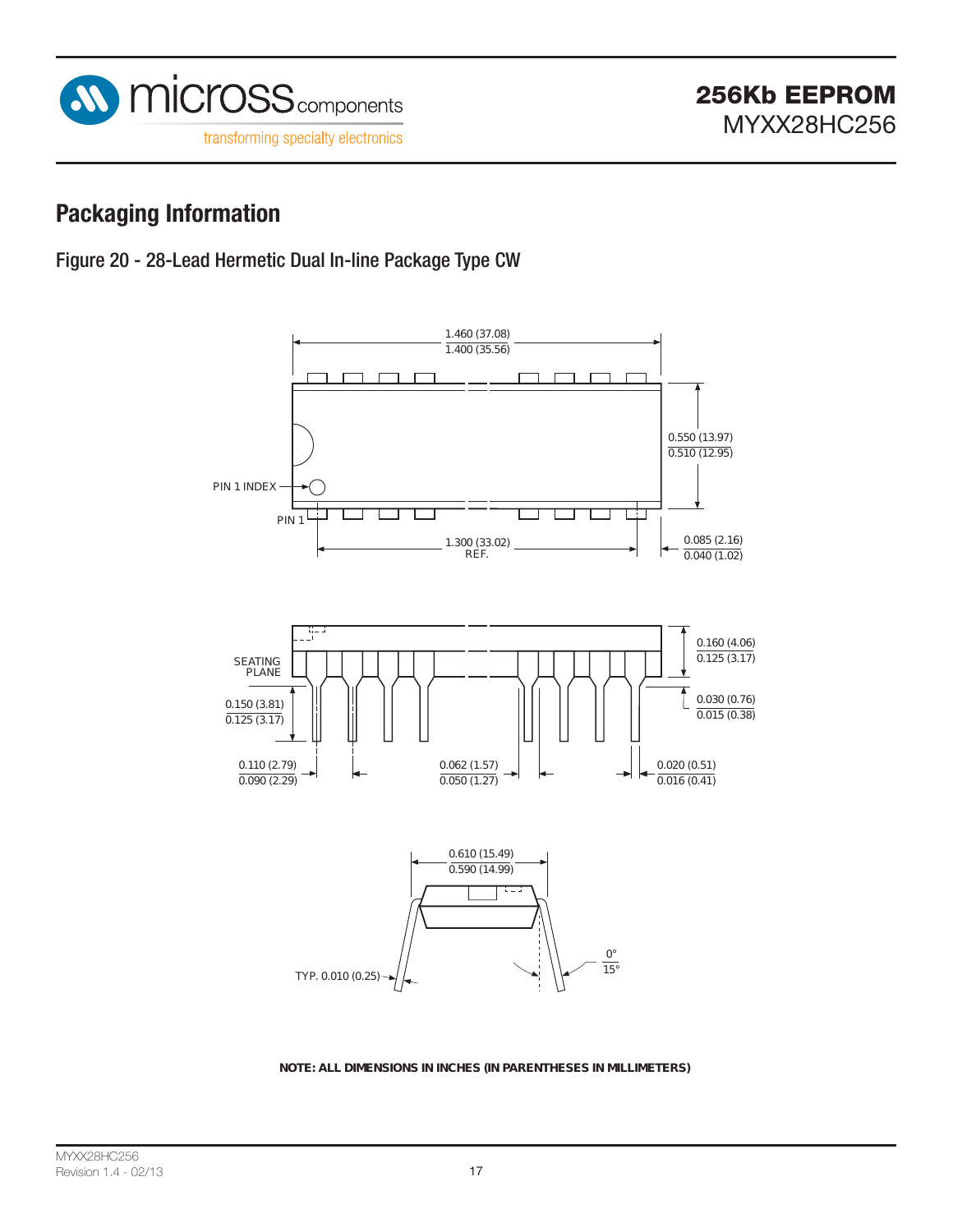## Packaging Information

### Figure 20 - 28-Lead Hermetic Dual In-line Package Type CW

1.460 (37.08)
1.400 (35.56)

0.550 (13.97)
0.510 (12.95)

PIN 1 INDEX

PIN 1

1.300 (33.02)
REF.

0.085 (2.16)
0.040 (1.02)

SEATING PLANE

0.160 (4.06)
0.125 (3.17)

0.150 (3.81)
0.125 (3.17)

0.030 (0.76)
0.015 (0.38)

0.110 (2.79)
0.090 (2.29)

0.062 (1.57)
0.050 (1.27)

0.020 (0.51)
0.016 (0.41)

0.610 (15.49)
0.590 (14.99)

TYP. 0.010 (0.25)

0°
15°

**NOTE: ALL DIMENSIONS IN INCHES (IN PARENTHESES IN MILLIMETERS)**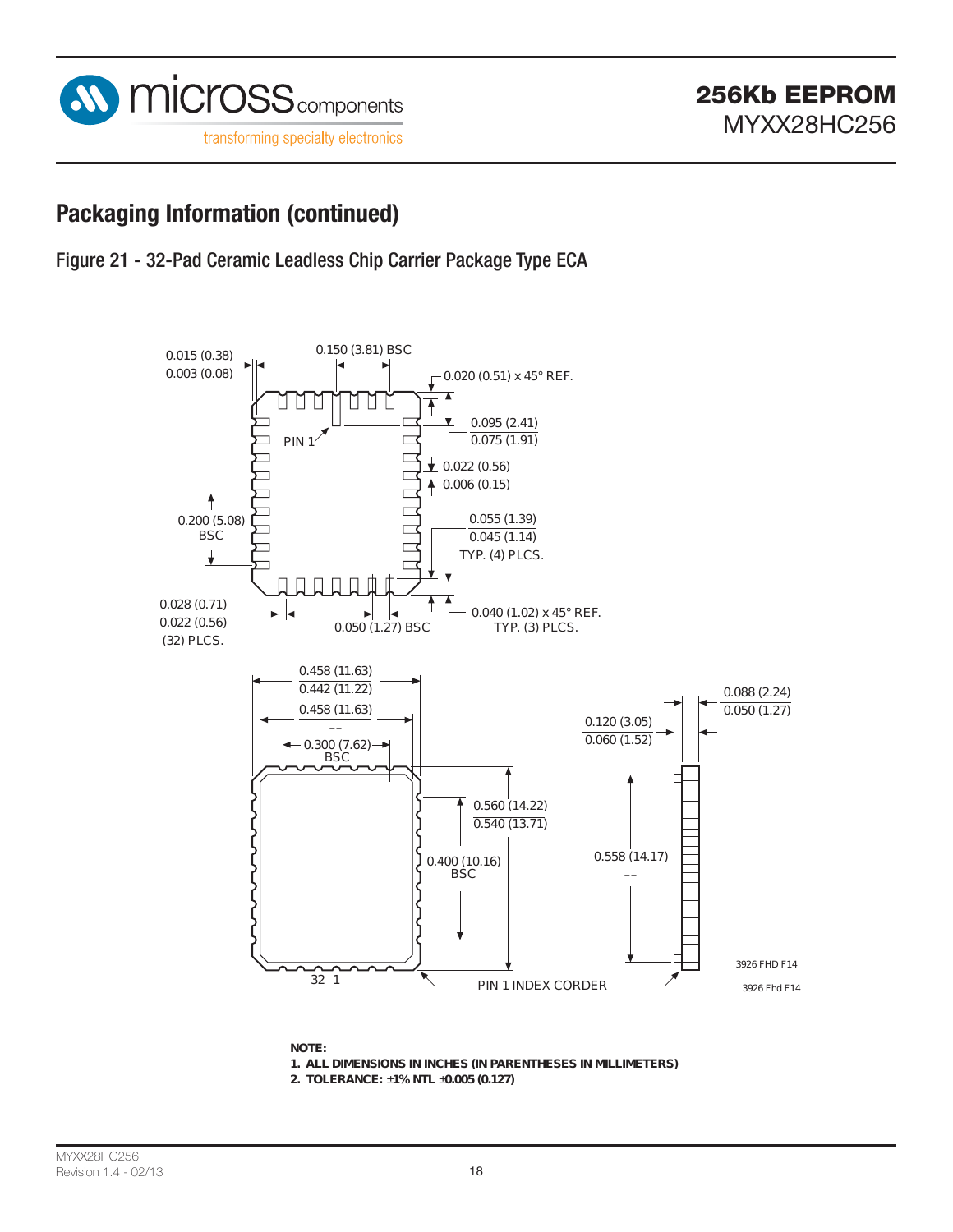## Packaging Information (continued)

### Figure 21 - 32-Pad Ceramic Leadless Chip Carrier Package Type ECA

0.015 (0.38)
0.003 (0.08)

0.150 (3.81) BSC

0.020 (0.51) x 45° REF.

0.095 (2.41)
0.075 (1.91)

PIN 1

0.022 (0.56)
0.006 (0.15)

0.200 (5.08)
BSC

0.055 (1.39)
0.045 (1.14)
TYP. (4) PLCS.

0.028 (0.71)
0.022 (0.56)
(32) PLCS.

0.050 (1.27) BSC

0.040 (1.02) x 45° REF.
TYP. (3) PLCS.

0.458 (11.63)
0.442 (11.22)

0.458 (11.63)
--

0.300 (7.62)
BSC

0.088 (2.24)
0.050 (1.27)

0.120 (3.05)
0.060 (1.52)

0.560 (14.22)
0.540 (13.71)

0.400 (10.16)
BSC

0.558 (14.17)
--

32 1

PIN 1 INDEX CORDER

3926 FHD F14

3926 Fhd F14

**NOTE:**
**1. ALL DIMENSIONS IN INCHES (IN PARENTHESES IN MILLIMETERS)**
**2. TOLERANCE: ±1% NTL ±0.005 (0.127)**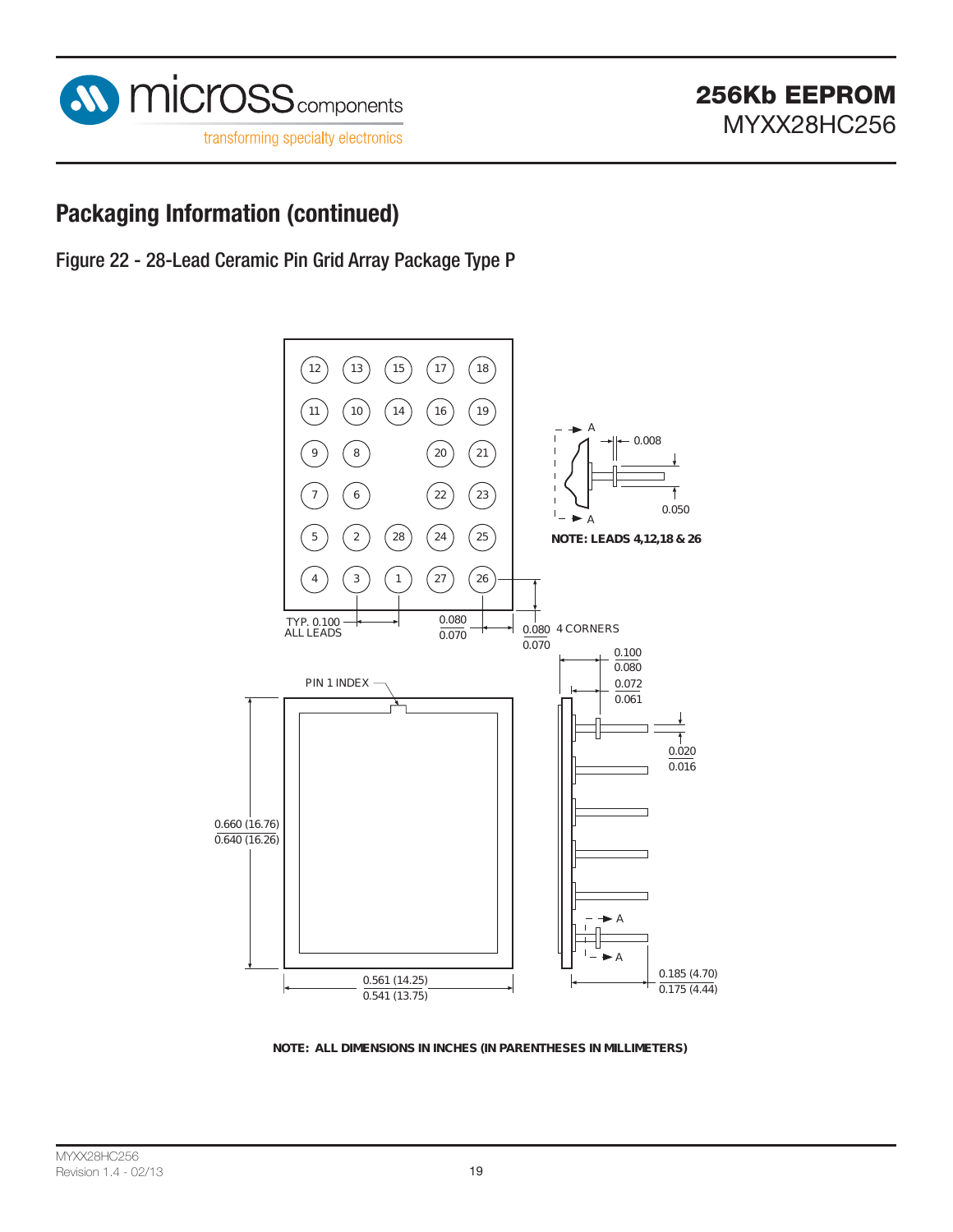## Packaging Information (continued)

### Figure 22 - 28-Lead Ceramic Pin Grid Array Package Type P

| | | | | |
|---|---|---|---|---|
| 12 | 13 | 15 | 17 | 18 |
| 11 | 10 | 14 | 16 | 19 |
| 9 | 8 | | 20 | 21 |
| 7 | 6 | | 22 | 23 |
| 5 | 2 | 28 | 24 | 25 |
| 4 | 3 | 1 | 27 | 26 |

TYP. 0.100 ALL LEADS

0.080 / 0.070

0.080 / 0.070 4 CORNERS

0.008

0.050

NOTE: LEADS 4,12,18 & 26

PIN 1 INDEX

0.660 (16.76) / 0.640 (16.26)

0.561 (14.25) / 0.541 (13.75)

0.100 / 0.080

0.072 / 0.061

0.020 / 0.016

0.185 (4.70) / 0.175 (4.44)

NOTE: ALL DIMENSIONS IN INCHES (IN PARENTHESES IN MILLIMETERS)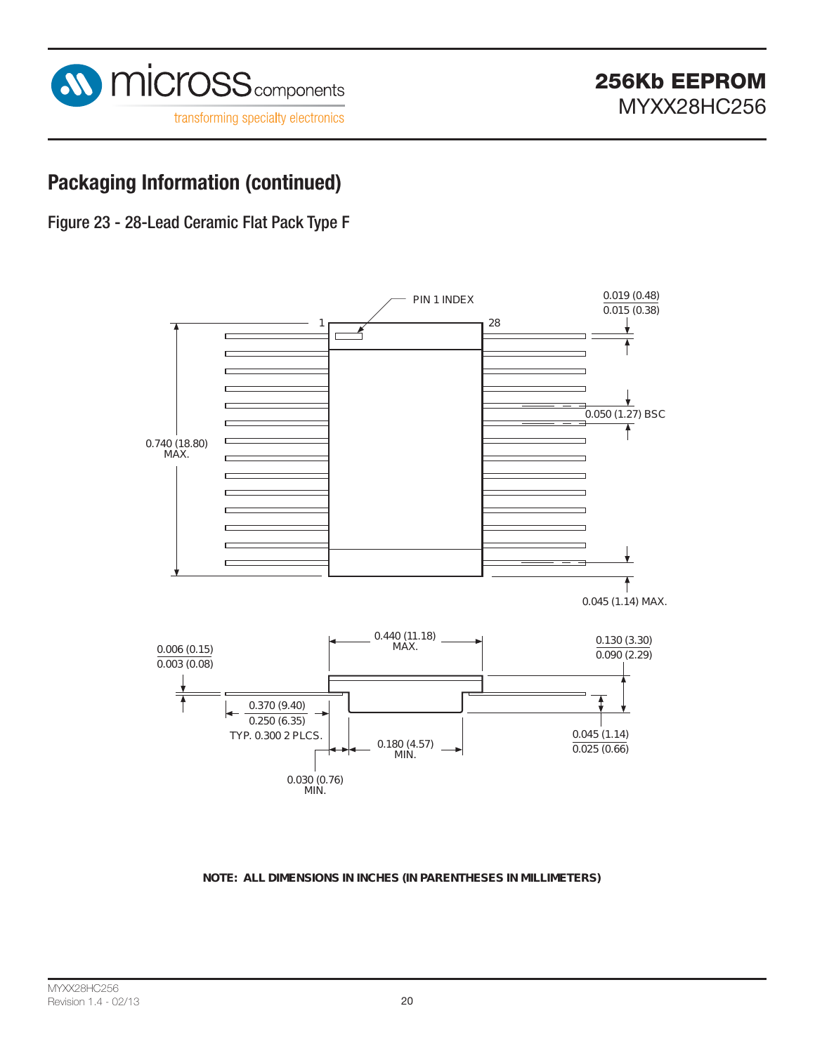## Packaging Information (continued)

### Figure 23 - 28-Lead Ceramic Flat Pack Type F

PIN 1 INDEX

1

28

0.019 (0.48)
0.015 (0.38)

0.050 (1.27) BSC

0.740 (18.80)
MAX.

0.045 (1.14) MAX.

0.440 (11.18)
MAX.

0.006 (0.15)
0.003 (0.08)

0.130 (3.30)
0.090 (2.29)

0.370 (9.40)
0.250 (6.35)
TYP. 0.300 2 PLCS.

0.180 (4.57)
MIN.

0.045 (1.14)
0.025 (0.66)

0.030 (0.76)
MIN.

**NOTE: ALL DIMENSIONS IN INCHES (IN PARENTHESES IN MILLIMETERS)**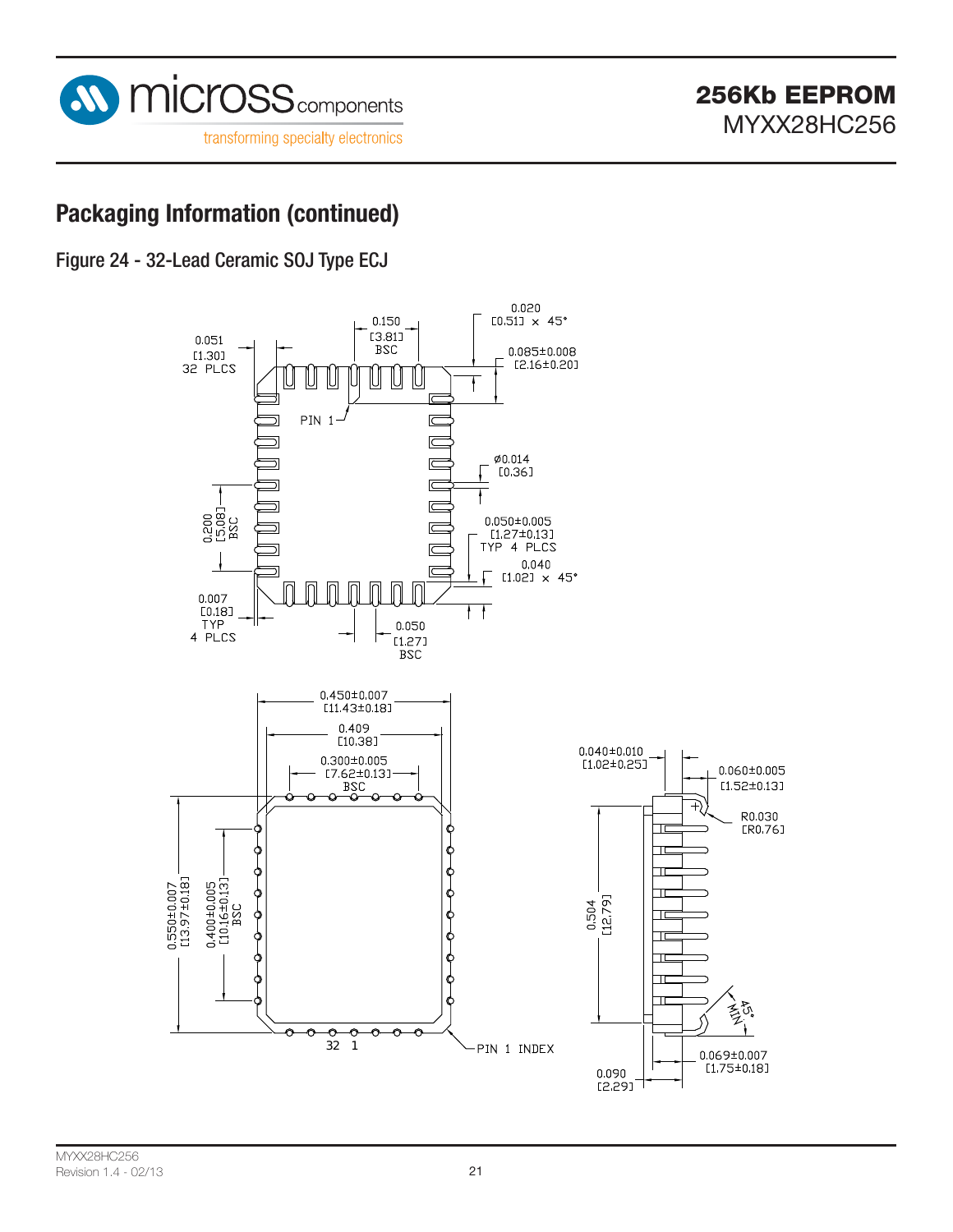## Packaging Information (continued)

### Figure 24 - 32-Lead Ceramic SOJ Type ECJ

0.051 [1.30] 32 PLCS

0.150 [3.81] BSC

0.020 [0.51] x 45°

0.085±0.008 [2.16±0.20]

PIN 1

Ø0.014 [0.36]

0.200 [5.08] BSC

0.050±0.005 [1.27±0.13] TYP 4 PLCS

0.040 [1.02] x 45°

0.007 [0.18] TYP 4 PLCS

0.050 [1.27] BSC

0.450±0.007 [11.43±0.18]

0.409 [10.38]

0.300±0.005 [7.62±0.13] BSC

0.550±0.007 [13.97±0.18]

0.400±0.005 [10.16±0.13] BSC

32 1

PIN 1 INDEX

0.040±0.010 [1.02±0.25]

0.060±0.005 [1.52±0.13]

R0.030 [R0.76]

0.504 [12.79]

45° MIN

0.069±0.007 [1.75±0.18]

0.090 [2.29]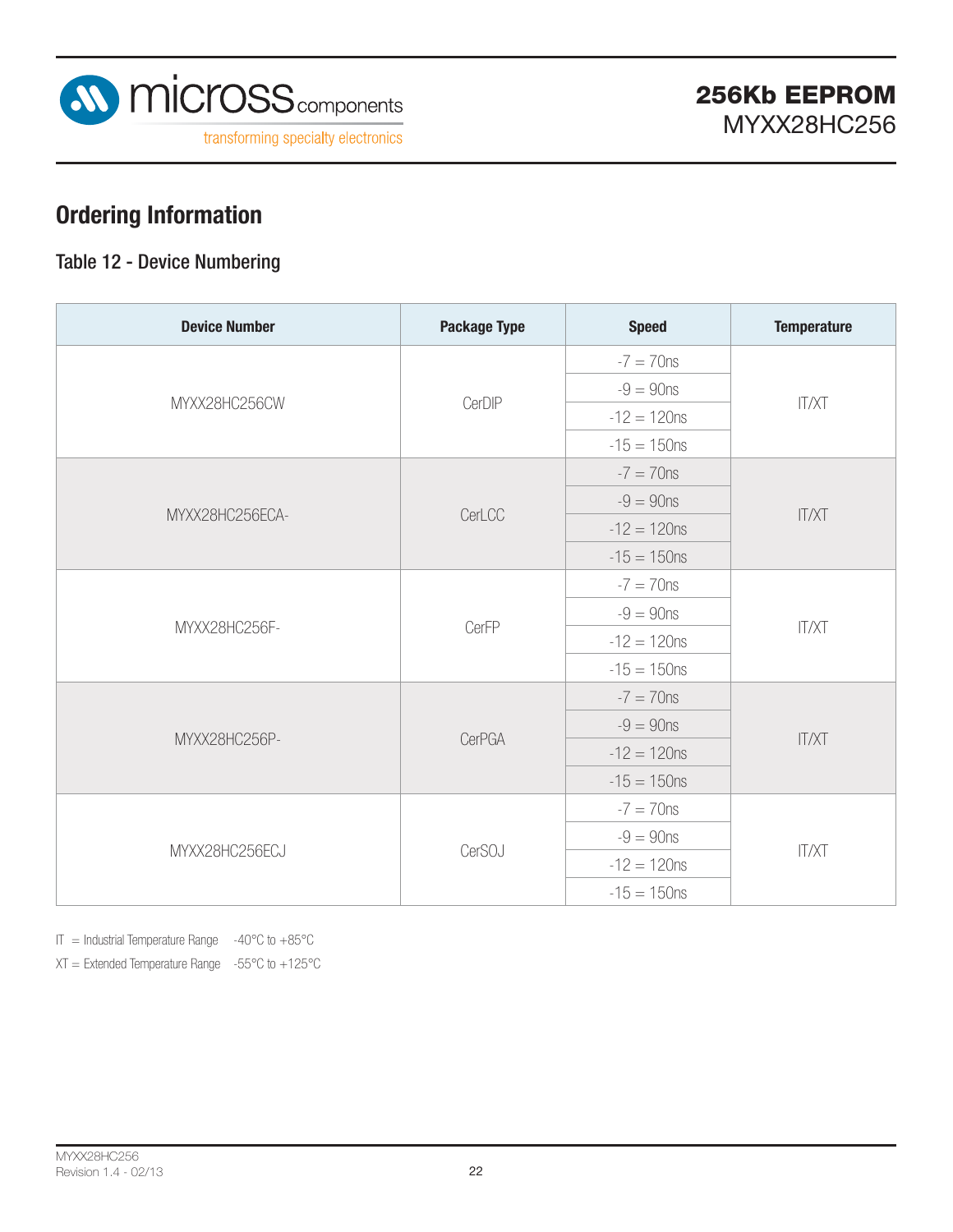## Ordering Information

### Table 12 - Device Numbering

| Device Number | Package Type | Speed | Temperature |
|---|---|---|---|
| MYXX28HC256CW | CerDIP | -7 = 70ns | IT/XT |
| | | -9 = 90ns | |
| | | -12 = 120ns | |
| | | -15 = 150ns | |
| MYXX28HC256ECA- | CerLCC | -7 = 70ns | IT/XT |
| | | -9 = 90ns | |
| | | -12 = 120ns | |
| | | -15 = 150ns | |
| MYXX28HC256F- | CerFP | -7 = 70ns | IT/XT |
| | | -9 = 90ns | |
| | | -12 = 120ns | |
| | | -15 = 150ns | |
| MYXX28HC256P- | CerPGA | -7 = 70ns | IT/XT |
| | | -9 = 90ns | |
| | | -12 = 120ns | |
| | | -15 = 150ns | |
| MYXX28HC256ECJ | CerSOJ | -7 = 70ns | IT/XT |
| | | -9 = 90ns | |
| | | -12 = 120ns | |
| | | -15 = 150ns | |

IT = Industrial Temperature Range -40°C to +85°C

XT = Extended Temperature Range -55°C to +125°C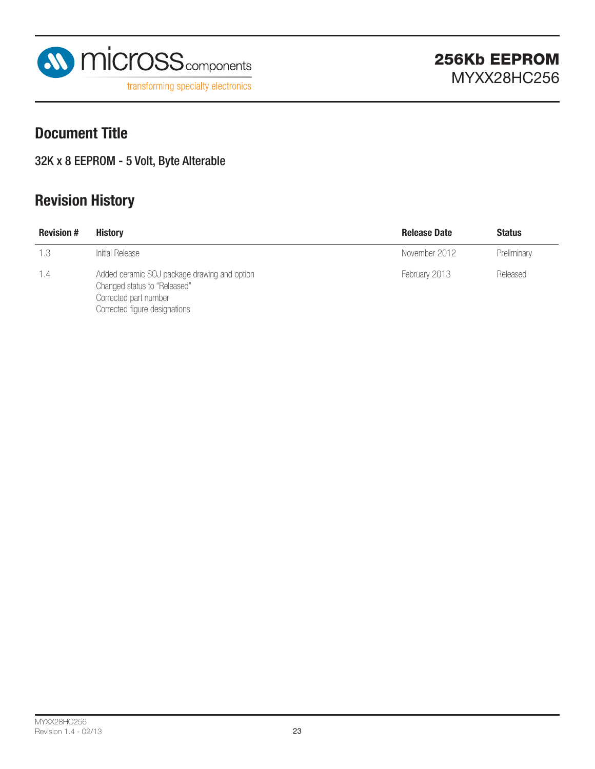## Document Title

32K x 8 EEPROM - 5 Volt, Byte Alterable

## Revision History

| Revision # | History | Release Date | Status |
|---|---|---|---|
| 1.3 | Initial Release | November 2012 | Preliminary |
| 1.4 | Added ceramic SOJ package drawing and option<br>Changed status to "Released"<br>Corrected part number<br>Corrected figure designations | February 2013 | Released |